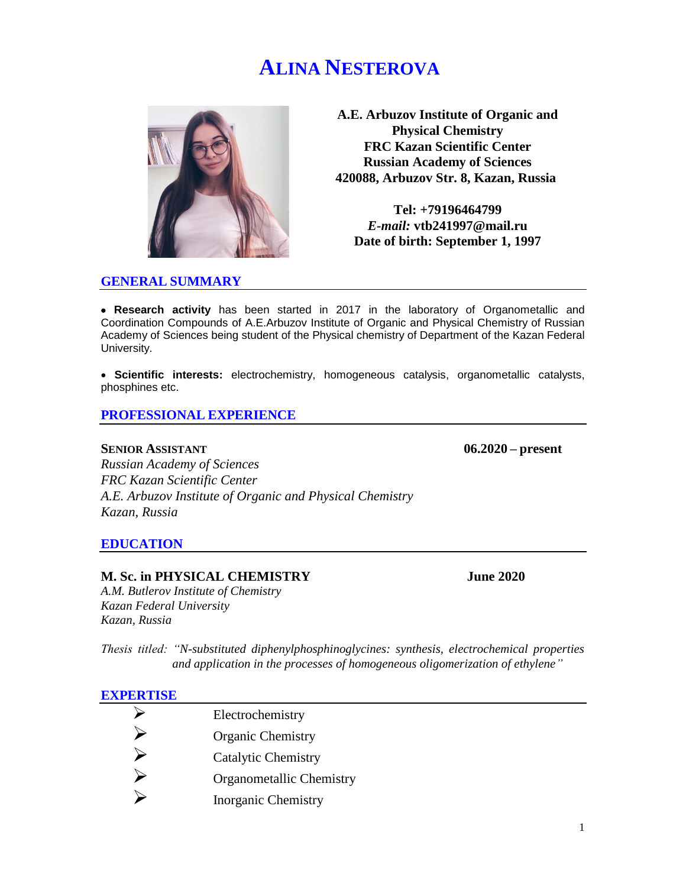# ALINA NESTEROVA

**A.E. Arbuzov Institute of Organic and Physical Chemistry**
**FRC Kazan Scientific Center**
**Russian Academy of Sciences**
**420088, Arbuzov Str. 8, Kazan, Russia**

**Tel: +79196464799**
***E-mail:* vtb241997@mail.ru**
**Date of birth: September 1, 1997**

## GENERAL SUMMARY

- **Research activity** has been started in 2017 in the laboratory of Organometallic and Coordination Compounds of A.E.Arbuzov Institute of Organic and Physical Chemistry of Russian Academy of Sciences being student of the Physical chemistry of Department of the Kazan Federal University.

- **Scientific interests:** electrochemistry, homogeneous catalysis, organometallic catalysts, phosphines etc.

## PROFESSIONAL EXPERIENCE

**SENIOR ASSISTANT** **06.2020 – present**
*Russian Academy of Sciences*
*FRC Kazan Scientific Center*
*A.E. Arbuzov Institute of Organic and Physical Chemistry*
*Kazan, Russia*

## EDUCATION

**M. Sc. in PHYSICAL CHEMISTRY** **June 2020**
*A.M. Butlerov Institute of Chemistry*
*Kazan Federal University*
*Kazan, Russia*

*Thesis titled: "N-substituted diphenylphosphinoglycines: synthesis, electrochemical properties and application in the processes of homogeneous oligomerization of ethylene"*

## EXPERTISE

- Electrochemistry
- Organic Chemistry
- Catalytic Chemistry
- Organometallic Chemistry
- Inorganic Chemistry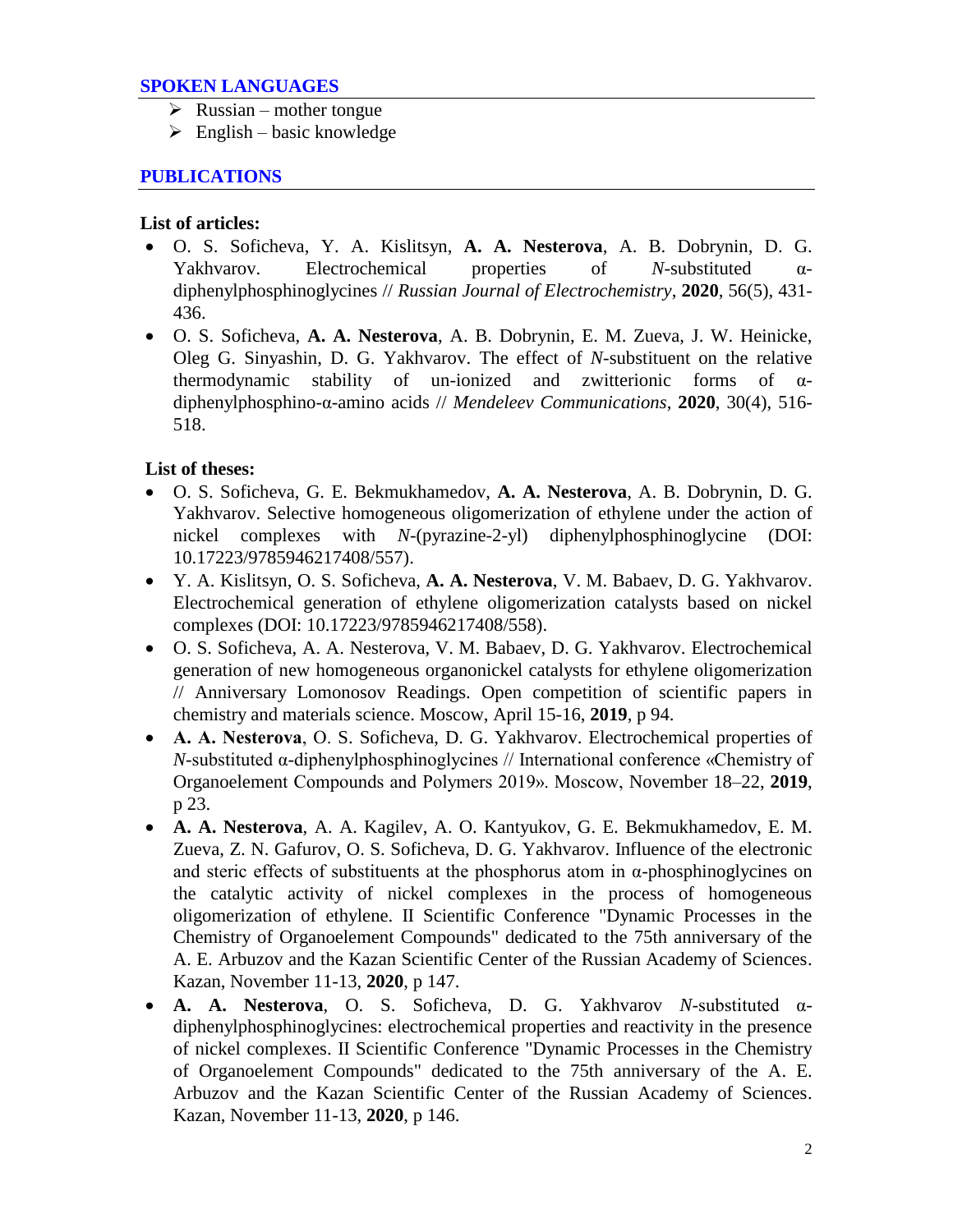## SPOKEN LANGUAGES

- Russian – mother tongue
- English – basic knowledge

## PUBLICATIONS

**List of articles:**

- O. S. Soficheva, Y. A. Kislitsyn, **A. A. Nesterova**, A. B. Dobrynin, D. G. Yakhvarov. Electrochemical properties of *N*-substituted α-diphenylphosphinoglycines // *Russian Journal of Electrochemistry*, **2020**, 56(5), 431-436.
- O. S. Soficheva, **A. A. Nesterova**, A. B. Dobrynin, E. M. Zueva, J. W. Heinicke, Oleg G. Sinyashin, D. G. Yakhvarov. The effect of *N*-substituent on the relative thermodynamic stability of un-ionized and zwitterionic forms of α-diphenylphosphino-α-amino acids // *Mendeleev Communications*, **2020**, 30(4), 516-518.

**List of theses:**

- O. S. Soficheva, G. E. Bekmukhamedov, **A. A. Nesterova**, A. B. Dobrynin, D. G. Yakhvarov. Selective homogeneous oligomerization of ethylene under the action of nickel complexes with *N*-(pyrazine-2-yl) diphenylphosphinoglycine (DOI: 10.17223/9785946217408/557).
- Y. A. Kislitsyn, O. S. Soficheva, **A. A. Nesterova**, V. M. Babaev, D. G. Yakhvarov. Electrochemical generation of ethylene oligomerization catalysts based on nickel complexes (DOI: 10.17223/9785946217408/558).
- O. S. Soficheva, A. A. Nesterova, V. M. Babaev, D. G. Yakhvarov. Electrochemical generation of new homogeneous organonickel catalysts for ethylene oligomerization // Anniversary Lomonosov Readings. Open competition of scientific papers in chemistry and materials science. Moscow, April 15-16, **2019**, p 94.
- **A. A. Nesterova**, O. S. Soficheva, D. G. Yakhvarov. Electrochemical properties of *N*-substituted α-diphenylphosphinoglycines // International conference «Chemistry of Organoelement Compounds and Polymers 2019». Moscow, November 18–22, **2019**, p 23.
- **A. A. Nesterova**, A. A. Kagilev, A. O. Kantyukov, G. E. Bekmukhamedov, E. M. Zueva, Z. N. Gafurov, O. S. Soficheva, D. G. Yakhvarov. Influence of the electronic and steric effects of substituents at the phosphorus atom in α-phosphinoglycines on the catalytic activity of nickel complexes in the process of homogeneous oligomerization of ethylene. II Scientific Conference "Dynamic Processes in the Chemistry of Organoelement Compounds" dedicated to the 75th anniversary of the A. E. Arbuzov and the Kazan Scientific Center of the Russian Academy of Sciences. Kazan, November 11-13, **2020**, p 147.
- **A. A. Nesterova**, O. S. Soficheva, D. G. Yakhvarov *N*-substituted α-diphenylphosphinoglycines: electrochemical properties and reactivity in the presence of nickel complexes. II Scientific Conference "Dynamic Processes in the Chemistry of Organoelement Compounds" dedicated to the 75th anniversary of the A. E. Arbuzov and the Kazan Scientific Center of the Russian Academy of Sciences. Kazan, November 11-13, **2020**, p 146.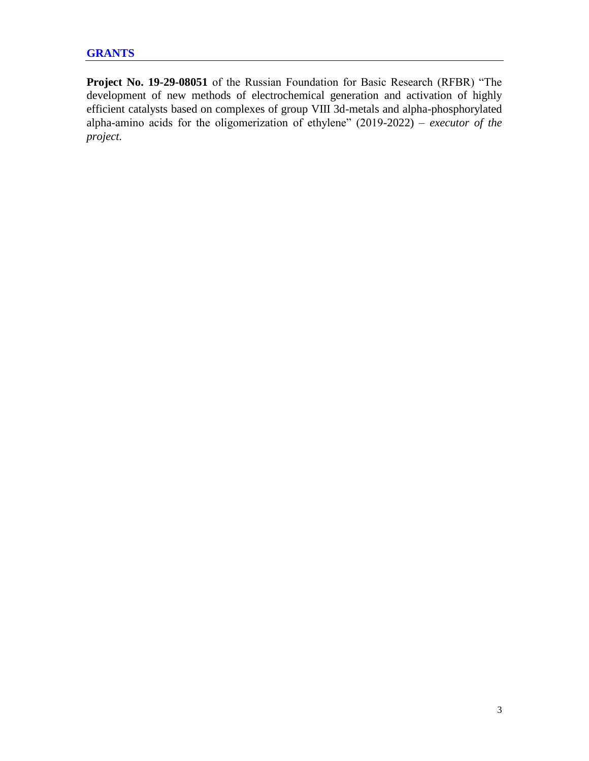## GRANTS

**Project No. 19-29-08051** of the Russian Foundation for Basic Research (RFBR) "The development of new methods of electrochemical generation and activation of highly efficient catalysts based on complexes of group VIII 3d-metals and alpha-phosphorylated alpha-amino acids for the oligomerization of ethylene" (2019-2022) – *executor of the project.*